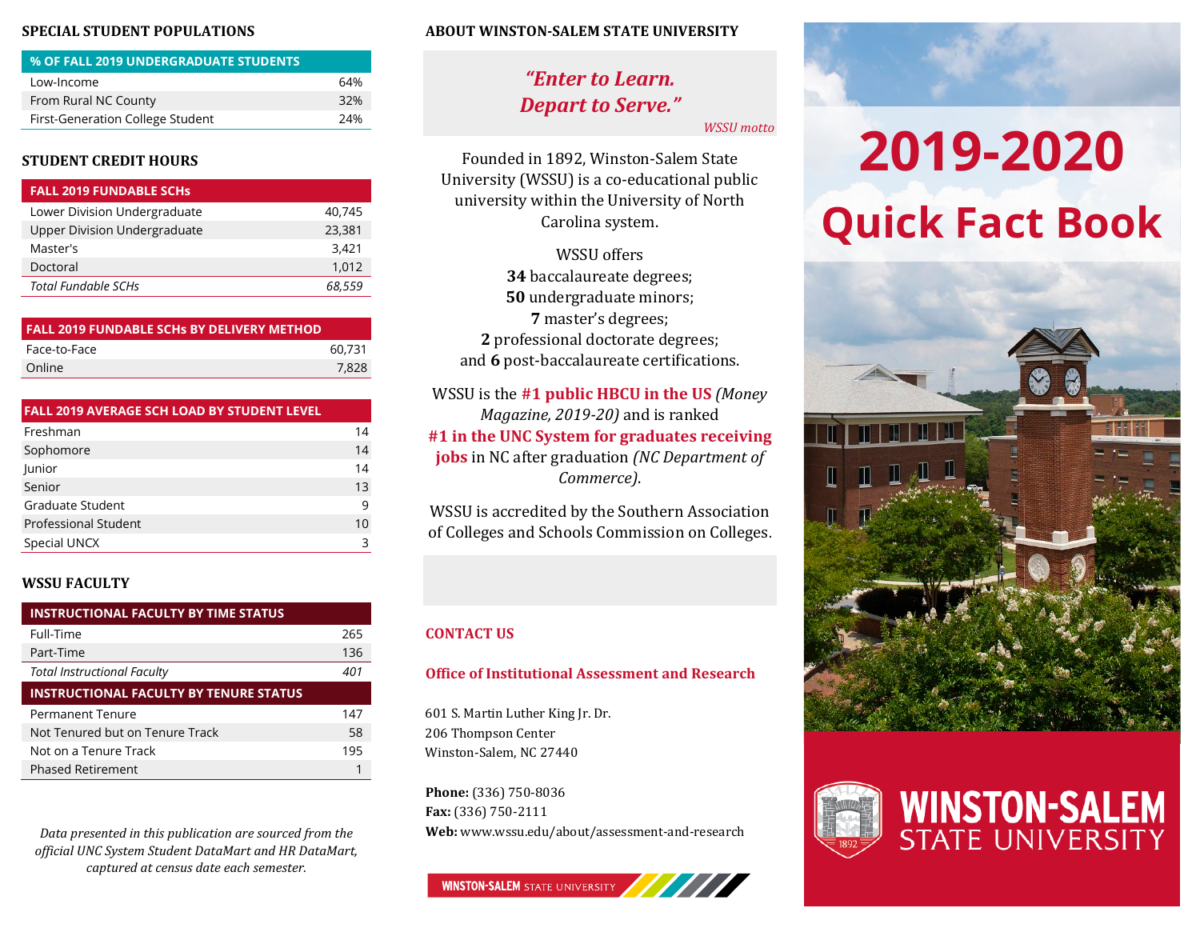## SPECIAL STUDENT POPULATIONS

| % OF FALL 2019 UNDERGRADUATE STUDENTS | |
|---|---|
| Low-Income | 64% |
| From Rural NC County | 32% |
| First-Generation College Student | 24% |

## STUDENT CREDIT HOURS

| FALL 2019 FUNDABLE SCHs | |
|---|---|
| Lower Division Undergraduate | 40,745 |
| Upper Division Undergraduate | 23,381 |
| Master's | 3,421 |
| Doctoral | 1,012 |
| *Total Fundable SCHs* | *68,559* |

| FALL 2019 FUNDABLE SCHs BY DELIVERY METHOD | |
|---|---|
| Face-to-Face | 60,731 |
| Online | 7,828 |

| FALL 2019 AVERAGE SCH LOAD BY STUDENT LEVEL | |
|---|---|
| Freshman | 14 |
| Sophomore | 14 |
| Junior | 14 |
| Senior | 13 |
| Graduate Student | 9 |
| Professional Student | 10 |
| Special UNCX | 3 |

## WSSU FACULTY

| INSTRUCTIONAL FACULTY BY TIME STATUS | |
|---|---|
| Full-Time | 265 |
| Part-Time | 136 |
| *Total Instructional Faculty* | *401* |
| **INSTRUCTIONAL FACULTY BY TENURE STATUS** | |
| Permanent Tenure | 147 |
| Not Tenured but on Tenure Track | 58 |
| Not on a Tenure Track | 195 |
| Phased Retirement | 1 |

*Data presented in this publication are sourced from the official UNC System Student DataMart and HR DataMart, captured at census date each semester.*

## ABOUT WINSTON-SALEM STATE UNIVERSITY

*"Enter to Learn. Depart to Serve."*

*WSSU motto*

Founded in 1892, Winston-Salem State University (WSSU) is a co-educational public university within the University of North Carolina system.

WSSU offers
**34** baccalaureate degrees;
**50** undergraduate minors;
**7** master's degrees;
**2** professional doctorate degrees;
and **6** post-baccalaureate certifications.

WSSU is the **#1 public HBCU in the US** *(Money Magazine, 2019-20)* and is ranked **#1 in the UNC System for graduates receiving jobs** in NC after graduation *(NC Department of Commerce)*.

WSSU is accredited by the Southern Association of Colleges and Schools Commission on Colleges.

## CONTACT US

### Office of Institutional Assessment and Research

601 S. Martin Luther King Jr. Dr.
206 Thompson Center
Winston-Salem, NC 27440

**Phone:** (336) 750-8036
**Fax:** (336) 750-2111
**Web:** www.wssu.edu/about/assessment-and-research

# 2019-2020 Quick Fact Book

WINSTON-SALEM STATE UNIVERSITY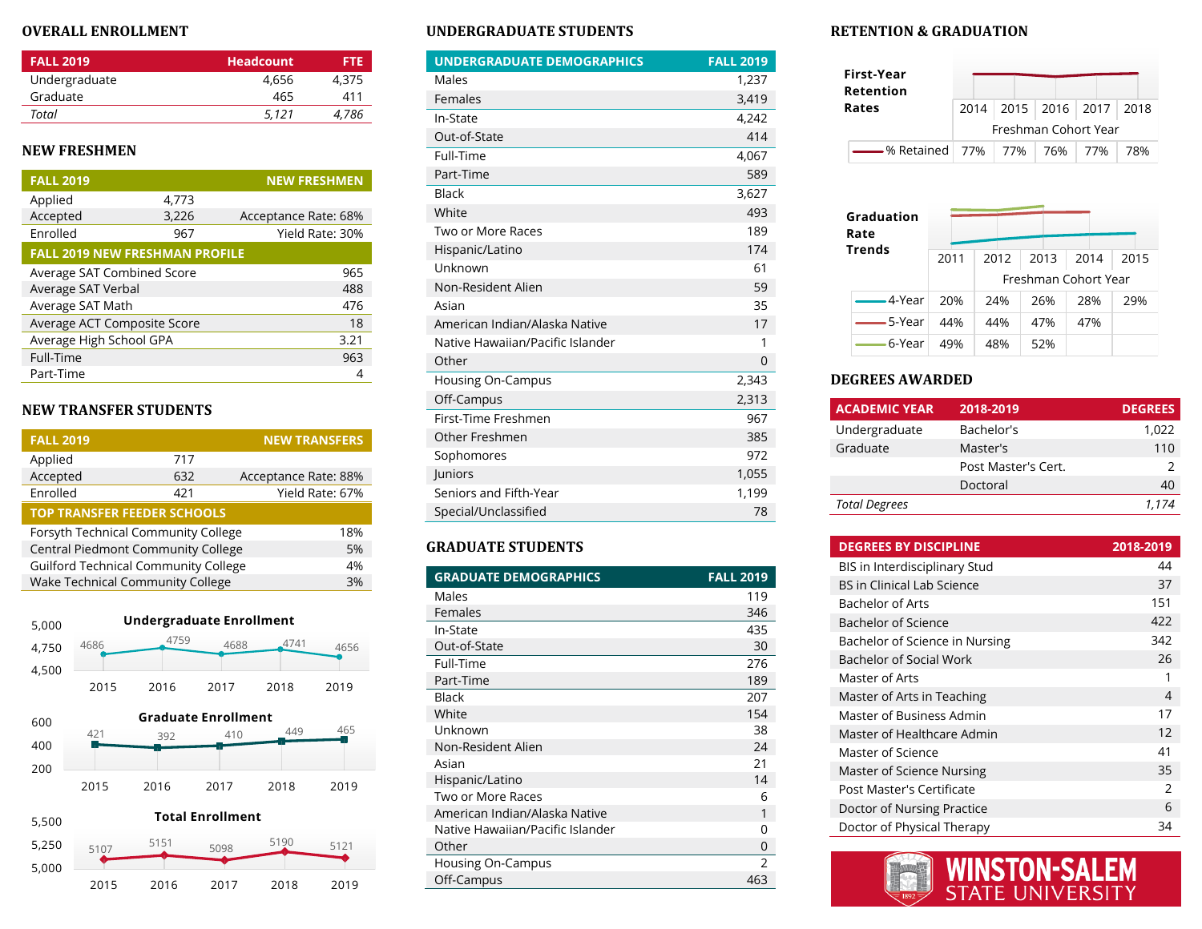## OVERALL ENROLLMENT

| FALL 2019 | Headcount | FTE |
|---|---|---|
| Undergraduate | 4,656 | 4,375 |
| Graduate | 465 | 411 |
| *Total* | *5,121* | *4,786* |

## NEW FRESHMEN

| FALL 2019 | | NEW FRESHMEN |
|---|---|---|
| Applied | 4,773 | |
| Accepted | 3,226 | Acceptance Rate: 68% |
| Enrolled | 967 | Yield Rate: 30% |

| FALL 2019 NEW FRESHMAN PROFILE | |
|---|---|
| Average SAT Combined Score | 965 |
| Average SAT Verbal | 488 |
| Average SAT Math | 476 |
| Average ACT Composite Score | 18 |
| Average High School GPA | 3.21 |
| Full-Time | 963 |
| Part-Time | 4 |

## NEW TRANSFER STUDENTS

| FALL 2019 | | NEW TRANSFERS |
|---|---|---|
| Applied | 717 | |
| Accepted | 632 | Acceptance Rate: 88% |
| Enrolled | 421 | Yield Rate: 67% |

| TOP TRANSFER FEEDER SCHOOLS | |
|---|---|
| Forsyth Technical Community College | 18% |
| Central Piedmont Community College | 5% |
| Guilford Technical Community College | 4% |
| Wake Technical Community College | 3% |

Undergraduate Enrollment
5,000
4,750
4,500
4686 4759 4688 4741 4656
2015 2016 2017 2018 2019

Graduate Enrollment
600
400
200
421 392 410 449 465
2015 2016 2017 2018 2019

Total Enrollment
5,500
5,250
5,000
5107 5151 5098 5190 5121
2015 2016 2017 2018 2019

## UNDERGRADUATE STUDENTS

| UNDERGRADUATE DEMOGRAPHICS | FALL 2019 |
|---|---|
| Males | 1,237 |
| Females | 3,419 |
| In-State | 4,242 |
| Out-of-State | 414 |
| Full-Time | 4,067 |
| Part-Time | 589 |
| Black | 3,627 |
| White | 493 |
| Two or More Races | 189 |
| Hispanic/Latino | 174 |
| Unknown | 61 |
| Non-Resident Alien | 59 |
| Asian | 35 |
| American Indian/Alaska Native | 17 |
| Native Hawaiian/Pacific Islander | 1 |
| Other | 0 |
| Housing On-Campus | 2,343 |
| Off-Campus | 2,313 |
| First-Time Freshmen | 967 |
| Other Freshmen | 385 |
| Sophomores | 972 |
| Juniors | 1,055 |
| Seniors and Fifth-Year | 1,199 |
| Special/Unclassified | 78 |

## GRADUATE STUDENTS

| GRADUATE DEMOGRAPHICS | FALL 2019 |
|---|---|
| Males | 119 |
| Females | 346 |
| In-State | 435 |
| Out-of-State | 30 |
| Full-Time | 276 |
| Part-Time | 189 |
| Black | 207 |
| White | 154 |
| Unknown | 38 |
| Non-Resident Alien | 24 |
| Asian | 21 |
| Hispanic/Latino | 14 |
| Two or More Races | 6 |
| American Indian/Alaska Native | 1 |
| Native Hawaiian/Pacific Islander | 0 |
| Other | 0 |
| Housing On-Campus | 2 |
| Off-Campus | 463 |

## RETENTION & GRADUATION

First-Year Retention Rates
2014 2015 2016 2017 2018
Freshman Cohort Year
% Retained 77% 77% 76% 77% 78%

Graduation Rate Trends
2011 2012 2013 2014 2015
Freshman Cohort Year
4-Year 20% 24% 26% 28% 29%
5-Year 44% 44% 47% 47%
6-Year 49% 48% 52%

## DEGREES AWARDED

| ACADEMIC YEAR | 2018-2019 | DEGREES |
|---|---|---|
| Undergraduate | Bachelor's | 1,022 |
| Graduate | Master's | 110 |
| | Post Master's Cert. | 2 |
| | Doctoral | 40 |
| *Total Degrees* | | *1,174* |

| DEGREES BY DISCIPLINE | 2018-2019 |
|---|---|
| BIS in Interdisciplinary Stud | 44 |
| BS in Clinical Lab Science | 37 |
| Bachelor of Arts | 151 |
| Bachelor of Science | 422 |
| Bachelor of Science in Nursing | 342 |
| Bachelor of Social Work | 26 |
| Master of Arts | 1 |
| Master of Arts in Teaching | 4 |
| Master of Business Admin | 17 |
| Master of Healthcare Admin | 12 |
| Master of Science | 41 |
| Master of Science Nursing | 35 |
| Post Master's Certificate | 2 |
| Doctor of Nursing Practice | 6 |
| Doctor of Physical Therapy | 34 |

WINSTON-SALEM STATE UNIVERSITY